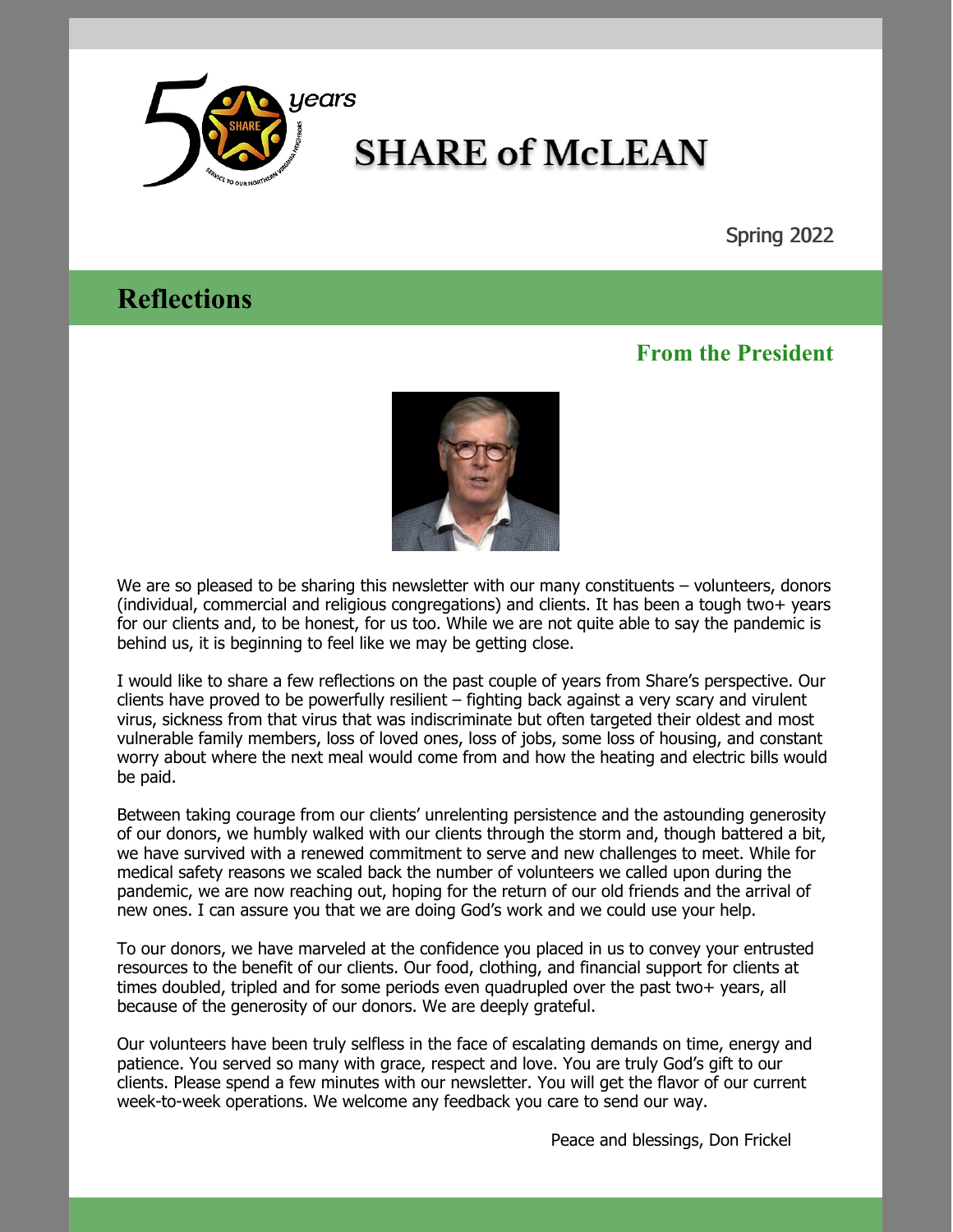# SHARE of McLEAN

Spring 2022

## Reflections

### From the President

We are so pleased to be sharing this newsletter with our many constituents – volunteers, donors (individual, commercial and religious congregations) and clients. It has been a tough two+ years for our clients and, to be honest, for us too. While we are not quite able to say the pandemic is behind us, it is beginning to feel like we may be getting close.

I would like to share a few reflections on the past couple of years from Share's perspective. Our clients have proved to be powerfully resilient – fighting back against a very scary and virulent virus, sickness from that virus that was indiscriminate but often targeted their oldest and most vulnerable family members, loss of loved ones, loss of jobs, some loss of housing, and constant worry about where the next meal would come from and how the heating and electric bills would be paid.

Between taking courage from our clients' unrelenting persistence and the astounding generosity of our donors, we humbly walked with our clients through the storm and, though battered a bit, we have survived with a renewed commitment to serve and new challenges to meet. While for medical safety reasons we scaled back the number of volunteers we called upon during the pandemic, we are now reaching out, hoping for the return of our old friends and the arrival of new ones. I can assure you that we are doing God's work and we could use your help.

To our donors, we have marveled at the confidence you placed in us to convey your entrusted resources to the benefit of our clients. Our food, clothing, and financial support for clients at times doubled, tripled and for some periods even quadrupled over the past two+ years, all because of the generosity of our donors. We are deeply grateful.

Our volunteers have been truly selfless in the face of escalating demands on time, energy and patience. You served so many with grace, respect and love. You are truly God's gift to our clients. Please spend a few minutes with our newsletter. You will get the flavor of our current week-to-week operations. We welcome any feedback you care to send our way.

Peace and blessings, Don Frickel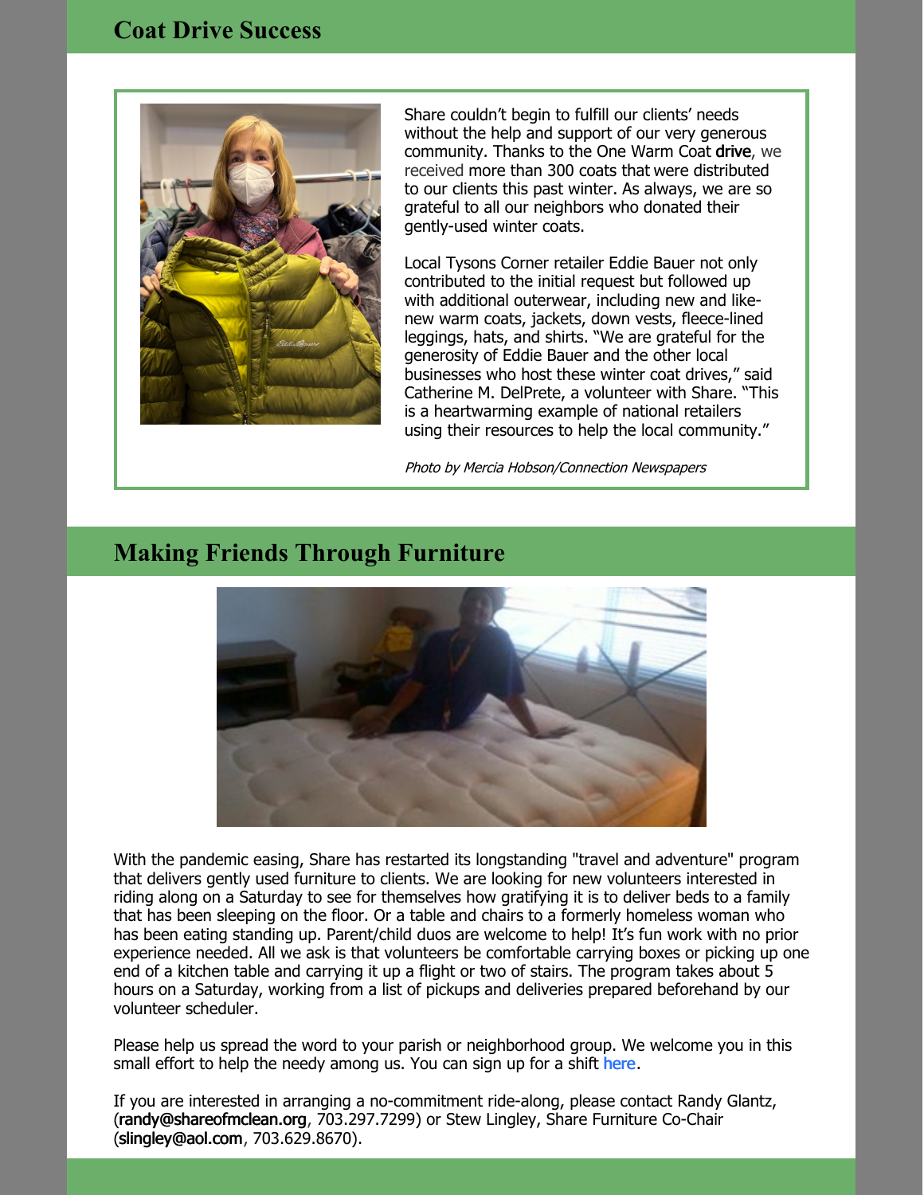## Coat Drive Success

Share couldn't begin to fulfill our clients' needs without the help and support of our very generous community. Thanks to the One Warm Coat **drive**, we received more than 300 coats that were distributed to our clients this past winter. As always, we are so grateful to all our neighbors who donated their gently-used winter coats.

Local Tysons Corner retailer Eddie Bauer not only contributed to the initial request but followed up with additional outerwear, including new and like-new warm coats, jackets, down vests, fleece-lined leggings, hats, and shirts. "We are grateful for the generosity of Eddie Bauer and the other local businesses who host these winter coat drives," said Catherine M. DelPrete, a volunteer with Share. "This is a heartwarming example of national retailers using their resources to help the local community."

*Photo by Mercia Hobson/Connection Newspapers*

## Making Friends Through Furniture

With the pandemic easing, Share has restarted its longstanding "travel and adventure" program that delivers gently used furniture to clients. We are looking for new volunteers interested in riding along on a Saturday to see for themselves how gratifying it is to deliver beds to a family that has been sleeping on the floor. Or a table and chairs to a formerly homeless woman who has been eating standing up. Parent/child duos are welcome to help! It's fun work with no prior experience needed. All we ask is that volunteers be comfortable carrying boxes or picking up one end of a kitchen table and carrying it up a flight or two of stairs. The program takes about 5 hours on a Saturday, working from a list of pickups and deliveries prepared beforehand by our volunteer scheduler.

Please help us spread the word to your parish or neighborhood group. We welcome you in this small effort to help the needy among us. You can sign up for a shift here.

If you are interested in arranging a no-commitment ride-along, please contact Randy Glantz, (randy@shareofmclean.org, 703.297.7299) or Stew Lingley, Share Furniture Co-Chair (slingley@aol.com, 703.629.8670).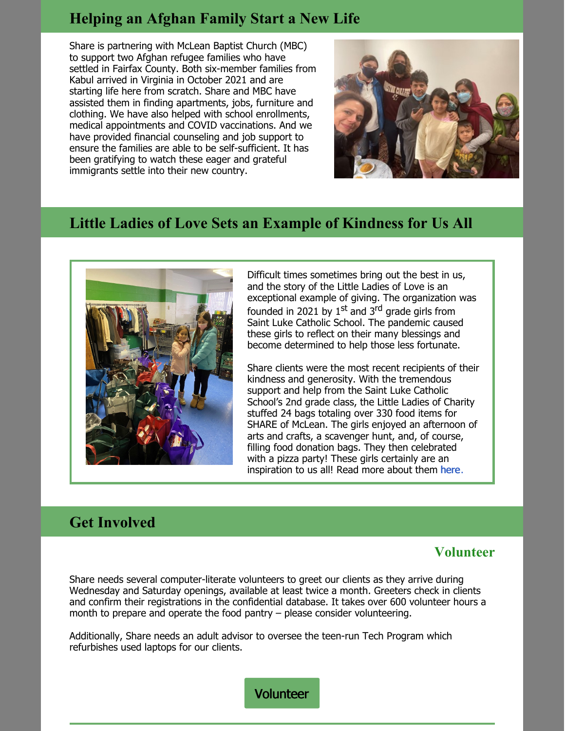## Helping an Afghan Family Start a New Life

Share is partnering with McLean Baptist Church (MBC) to support two Afghan refugee families who have settled in Fairfax County. Both six-member families from Kabul arrived in Virginia in October 2021 and are starting life here from scratch. Share and MBC have assisted them in finding apartments, jobs, furniture and clothing. We have also helped with school enrollments, medical appointments and COVID vaccinations. And we have provided financial counseling and job support to ensure the families are able to be self-sufficient. It has been gratifying to watch these eager and grateful immigrants settle into their new country.

## Little Ladies of Love Sets an Example of Kindness for Us All

Difficult times sometimes bring out the best in us, and the story of the Little Ladies of Love is an exceptional example of giving. The organization was founded in 2021 by 1st and 3rd grade girls from Saint Luke Catholic School. The pandemic caused these girls to reflect on their many blessings and become determined to help those less fortunate.

Share clients were the most recent recipients of their kindness and generosity. With the tremendous support and help from the Saint Luke Catholic School's 2nd grade class, the Little Ladies of Charity stuffed 24 bags totaling over 330 food items for SHARE of McLean. The girls enjoyed an afternoon of arts and crafts, a scavenger hunt, and, of course, filling food donation bags. They then celebrated with a pizza party! These girls certainly are an inspiration to us all! Read more about them here.

## Get Involved

### Volunteer

Share needs several computer-literate volunteers to greet our clients as they arrive during Wednesday and Saturday openings, available at least twice a month. Greeters check in clients and confirm their registrations in the confidential database. It takes over 600 volunteer hours a month to prepare and operate the food pantry – please consider volunteering.

Additionally, Share needs an adult advisor to oversee the teen-run Tech Program which refurbishes used laptops for our clients.

Volunteer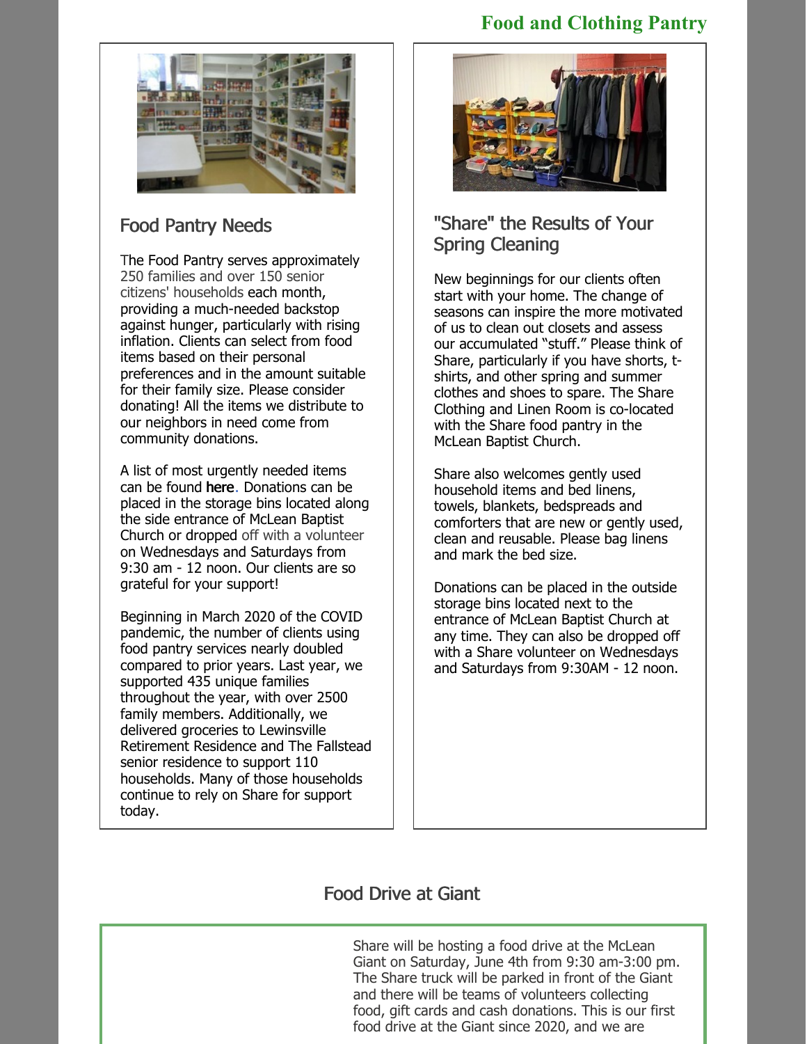## Food and Clothing Pantry

### Food Pantry Needs

The Food Pantry serves approximately 250 families and over 150 senior citizens' households each month, providing a much-needed backstop against hunger, particularly with rising inflation. Clients can select from food items based on their personal preferences and in the amount suitable for their family size. Please consider donating! All the items we distribute to our neighbors in need come from community donations.

A list of most urgently needed items can be found here. Donations can be placed in the storage bins located along the side entrance of McLean Baptist Church or dropped off with a volunteer on Wednesdays and Saturdays from 9:30 am - 12 noon. Our clients are so grateful for your support!

Beginning in March 2020 of the COVID pandemic, the number of clients using food pantry services nearly doubled compared to prior years. Last year, we supported 435 unique families throughout the year, with over 2500 family members. Additionally, we delivered groceries to Lewinsville Retirement Residence and The Fallstead senior residence to support 110 households. Many of those households continue to rely on Share for support today.

### "Share" the Results of Your Spring Cleaning

New beginnings for our clients often start with your home. The change of seasons can inspire the more motivated of us to clean out closets and assess our accumulated "stuff." Please think of Share, particularly if you have shorts, t-shirts, and other spring and summer clothes and shoes to spare. The Share Clothing and Linen Room is co-located with the Share food pantry in the McLean Baptist Church.

Share also welcomes gently used household items and bed linens, towels, blankets, bedspreads and comforters that are new or gently used, clean and reusable. Please bag linens and mark the bed size.

Donations can be placed in the outside storage bins located next to the entrance of McLean Baptist Church at any time. They can also be dropped off with a Share volunteer on Wednesdays and Saturdays from 9:30AM - 12 noon.

### Food Drive at Giant

Share will be hosting a food drive at the McLean Giant on Saturday, June 4th from 9:30 am-3:00 pm. The Share truck will be parked in front of the Giant and there will be teams of volunteers collecting food, gift cards and cash donations. This is our first food drive at the Giant since 2020, and we are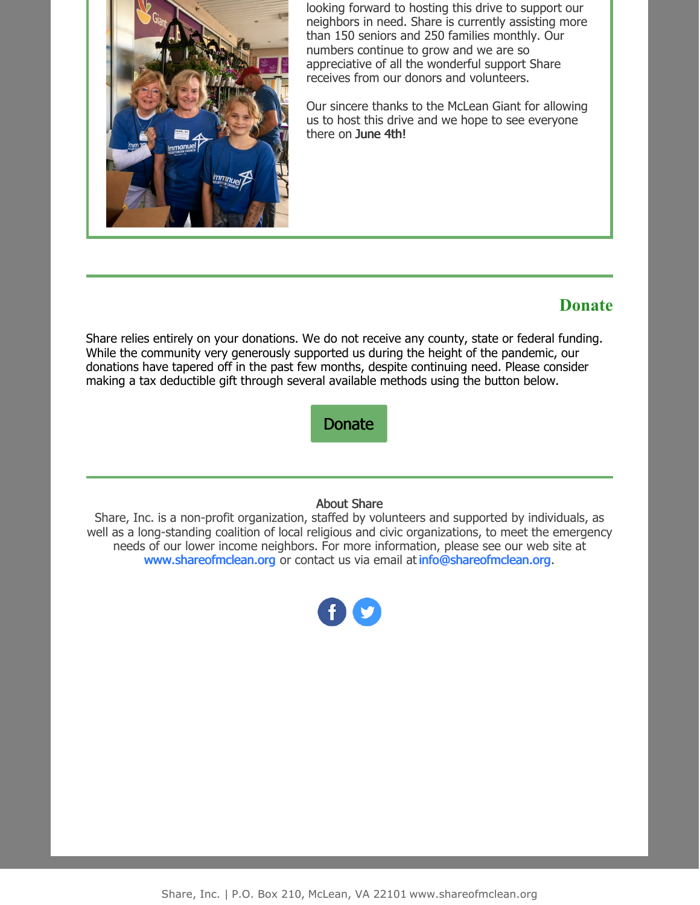looking forward to hosting this drive to support our neighbors in need. Share is currently assisting more than 150 seniors and 250 families monthly. Our numbers continue to grow and we are so appreciative of all the wonderful support Share receives from our donors and volunteers.

Our sincere thanks to the McLean Giant for allowing us to host this drive and we hope to see everyone there on **June 4th!**

## Donate

Share relies entirely on your donations. We do not receive any county, state or federal funding. While the community very generously supported us during the height of the pandemic, our donations have tapered off in the past few months, despite continuing need. Please consider making a tax deductible gift through several available methods using the button below.

Donate

**About Share**

Share, Inc. is a non-profit organization, staffed by volunteers and supported by individuals, as well as a long-standing coalition of local religious and civic organizations, to meet the emergency needs of our lower income neighbors. For more information, please see our web site at www.shareofmclean.org or contact us via email at info@shareofmclean.org.

Share, Inc. | P.O. Box 210, McLean, VA 22101 www.shareofmclean.org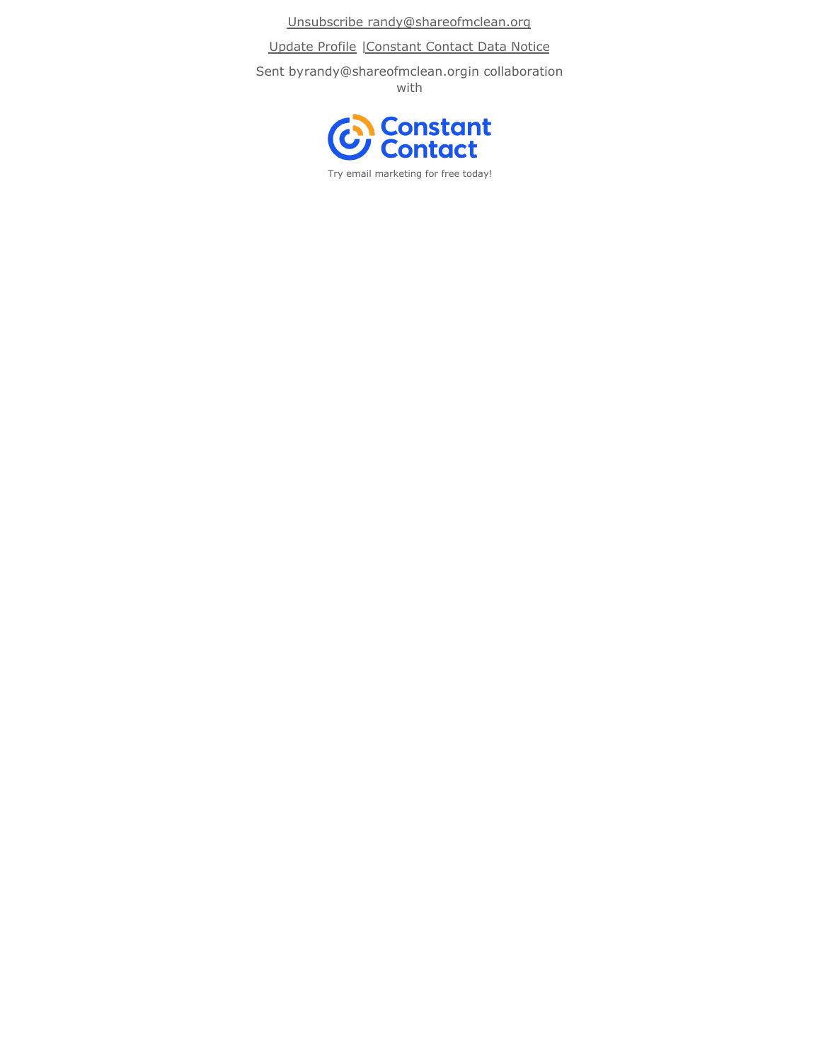Unsubscribe randy@shareofmclean.org

Update Profile |Constant Contact Data Notice

Sent byrandy@shareofmclean.orgin collaboration with

Constant Contact

Try email marketing for free today!